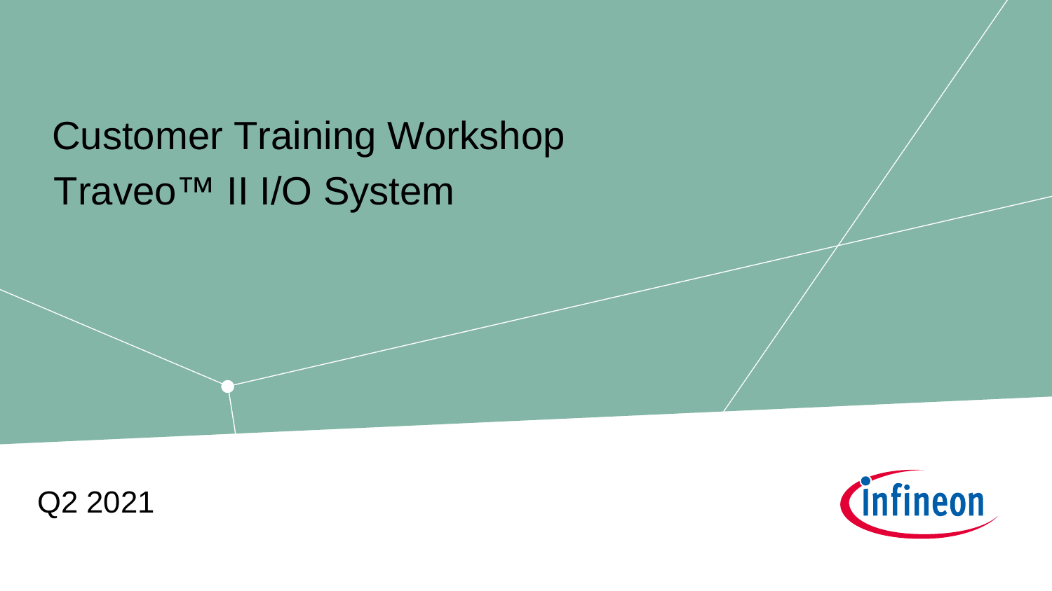# Customer Training Workshop

# Traveo™ II I/O System

Q2 2021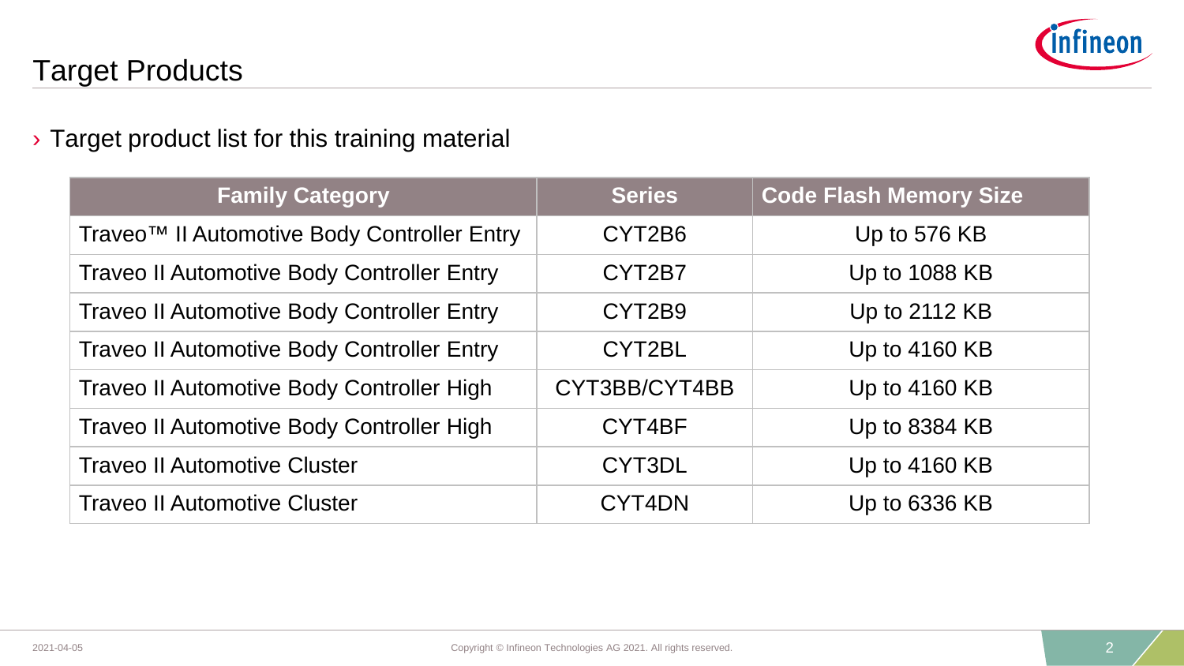# Target Products

› Target product list for this training material

| Family Category | Series | Code Flash Memory Size |
| --- | --- | --- |
| Traveo™ II Automotive Body Controller Entry | CYT2B6 | Up to 576 KB |
| Traveo II Automotive Body Controller Entry | CYT2B7 | Up to 1088 KB |
| Traveo II Automotive Body Controller Entry | CYT2B9 | Up to 2112 KB |
| Traveo II Automotive Body Controller Entry | CYT2BL | Up to 4160 KB |
| Traveo II Automotive Body Controller High | CYT3BB/CYT4BB | Up to 4160 KB |
| Traveo II Automotive Body Controller High | CYT4BF | Up to 8384 KB |
| Traveo II Automotive Cluster | CYT3DL | Up to 4160 KB |
| Traveo II Automotive Cluster | CYT4DN | Up to 6336 KB |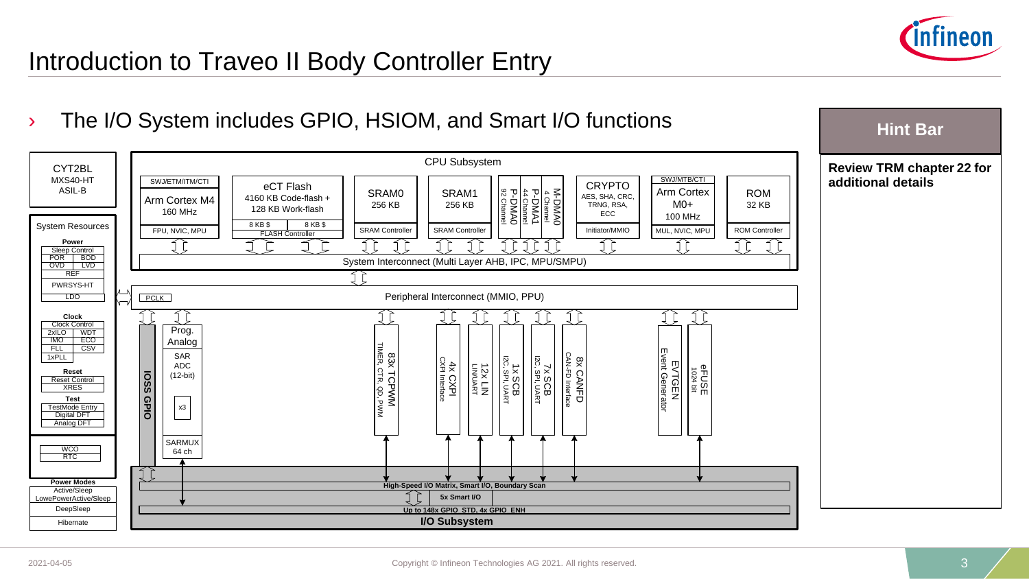# Introduction to Traveo II Body Controller Entry

› The I/O System includes GPIO, HSIOM, and Smart I/O functions

**Hint Bar**

**Review TRM chapter 22 for additional details**

CYT2BL
MXS40-HT
ASIL-B

System Resources

**Power**
Sleep Control
POR | BOD
OVD | LVD
REF
PWRSYS-HT
LDO

**Clock**
Clock Control
2xILO | WDT
IMO | ECO
FLL | CSV
1xPLL

**Reset**
Reset Control
XRES

**Test**
TestMode Entry
Digital DFT
Analog DFT

WCO
RTC

**Power Modes**
Active/Sleep
LowePowerActive/Sleep
DeepSleep
Hibernate

CPU Subsystem

SWJ/ETM/ITM/CTI
Arm Cortex M4
160 MHz
FPU, NVIC, MPU

eCT Flash
4160 KB Code-flash +
128 KB Work-flash
8 KB $ | 8 KB $
FLASH Controller

SRAM0
256 KB
SRAM Controller

SRAM1
256 KB
SRAM Controller

P-DMA0
92 Channel

P-DMA1
44 Channel

M-DMA0
4 Channel

CRYPTO
AES, SHA, CRC, TRNG, RSA, ECC
Initiator/MMIO

SWJ/MTB/CTI
Arm Cortex M0+
100 MHz
MUL, NVIC, MPU

ROM
32 KB
ROM Controller

System Interconnect (Multi Layer AHB, IPC, MPU/SMPU)

PCLK
Peripheral Interconnect (MMIO, PPU)

IOSS GPIO

Prog. Analog
SAR ADC (12-bit)
x3
SARMUX 64 ch

83x TCPWM
TIMER, CTR, QD, PWM

4x CXPI
CXPI Interface

12x LIN
LIN/UART

1x SCB
I2C, SPI, UART

7x SCB
I2C, SPI, UART

8x CANFD
CAN-FD Interface

EVTGEN
Event Generator

eFUSE
1024 bit

High-Speed I/O Matrix, Smart I/O, Boundary Scan
5x Smart I/O
Up to 148x GPIO_STD, 4x GPIO_ENH
**I/O Subsystem**

2021-04-05

Copyright © Infineon Technologies AG 2021. All rights reserved.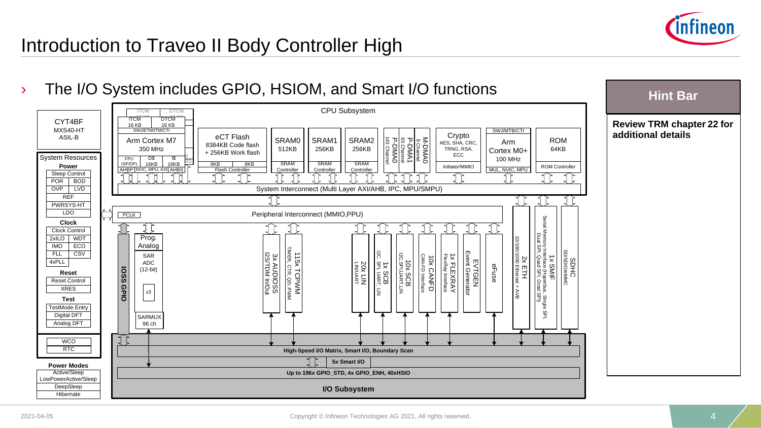# Introduction to Traveo II Body Controller High

› The I/O System includes GPIO, HSIOM, and Smart I/O functions

**CYT4BF**
MXS40-HT
ASIL-B

**System Resources**

**Power**
- Sleep Control
- POR | BOD
- OVP | LVD
- REF
- PWRSYS-HT
- LDO

**Clock**
- Clock Control
- 2xILO | WDT
- IMO | ECO
- FLL | CSV
- 4xPLL

**Reset**
- Reset Control
- XRES

**Test**
- TestMode Entry
- Digital DFT
- Analog DFT

- WCO
- RTC

**Power Modes**
- Active/Sleep
- LowPowerActive/Sleep
- DeepSleep
- Hibernate

**CPU Subsystem**
- ITCM 16 KB, DTCM 16 KB, SWJ/ETM/ITM/CTI
- Arm Cortex M7 350 MHz
- FPU (SP/DP), D$ 16KB, I$ 16KB
- AHBP, NVIC, MPU, AXI, AHBS
- eCT Flash 8384KB Code flash + 256KB Work flash, 8KB, 8KB, Flash Controller
- SRAM0 512KB, SRAM Controller
- SRAM1 256KB, SRAM Controller
- SRAM2 256KB, SRAM Controller
- P-DMA0 143 Channel
- P-DMA1 65 Channel
- M-DMA0 8 Channel
- Crypto: AES, SHA, CRC, TRNG, RSA, ECC, Initiator/MMIO
- SWJ/MTB/CTI, Arm Cortex M0+ 100 MHz, MUL, NVIC, MPU
- ROM 64KB, ROM Controller

System Interconnect (Multi Layer AXI/AHB, IPC, MPU/SMPU)

Peripheral Interconnect (MMIO,PPU)
- PCLK
- IOSS GPIO
- Prog. Analog: SAR ADC (12-bit) x3, SARMUX 96 ch
- 3x AUDIOSS: I2S/TDM In/Out
- 115x TCPWM: TIMER, CTR, QD, PWM
- 20x LIN: LIN/UART
- 1x SCB: I2C, SPI, UART, LIN
- 10x SCB: I2C,SPI,UART,LIN
- 10x CANFD: CAN-FD Interface
- 1x FLEXRAY: FlexRay Interface
- EVTGEN: Event Generator
- eFuse
- 2x ETH: 10/100/1000 Ethernet + AVB
- 1x SMIF: Serial Memory Interface (Hyperbus, Single SPI, Dual SPI, Quad SPI, Octal SPI)
- SDHC: SD/SDIO/eMMC

**I/O Subsystem**
- High-Speed I/O Matrix, Smart I/O, Boundary Scan
- 5x Smart I/O
- Up to 196x GPIO_STD, 4x GPIO_ENH, 40xHSIO

**Hint Bar**

**Review TRM chapter 22 for additional details**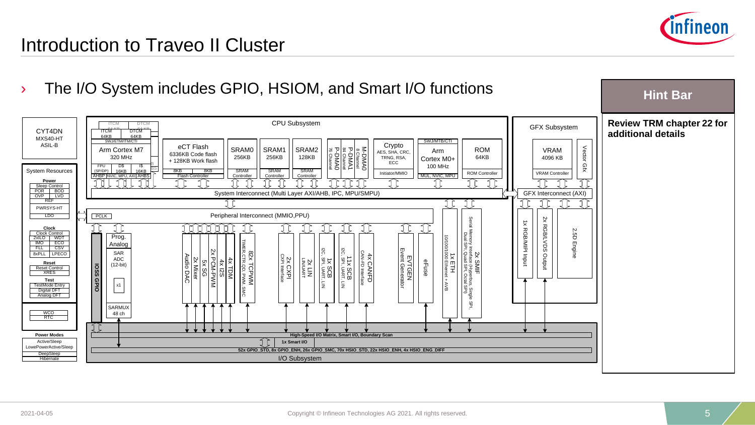# Introduction to Traveo II Cluster

› The I/O System includes GPIO, HSIOM, and Smart I/O functions

**Hint Bar**

**Review TRM chapter 22 for additional details**

CYT4DN
MXS40-HT
ASIL-B

System Resources

**Power**
Sleep Control
POR | BOD
OVP | LVD
REF
PWRSYS-HT
LDO

**Clock**
Clock Control
2xILO | WDT
IMO | ECO
FLL | CSV
8xPLL | LPECO

**Reset**
Reset Control
XRES

**Test**
TestMode Entry
Digital DFT
Analog DFT

WCO
RTC

**Power Modes**
Active/Sleep
LowePowerActive/Sleep
DeepSleep
Hibernate

CPU Subsystem

ITCM 64KB | DTCM 64KB
SWJ/ETM/ITM/CTI
Arm Cortex M7
320 MHz
FPU (SP/DP) | D$ 16KB | I$ 16KB
AHBP | NVIC, MPU, AXI | AHBS

eCT Flash
6336KB Code flash
+ 128KB Work flash
8KB | 8KB
Flash Controller

SRAM0 256KB – SRAM Controller
SRAM1 256KB – SRAM Controller
SRAM2 128KB – SRAM Controller

P-DMA0 76 Channel
P-DMA1 84 Channel
M-DMA0 8 Channel

Crypto
AES, SHA, CRC, TRNG, RSA, ECC
Initiator/MMIO

SWJ/MTB/CTI
Arm Cortex M0+
100 MHz
MUL, NVIC, MPU

ROM 64KB
ROM Controller

System Interconnect (Multi Layer AXI/AHB, IPC, MPU/SMPU)

PCLK
Peripheral Interconnect (MMIO,PPU)

IOSS GPIO

Prog. Analog
SAR ADC (12-bit)
x1
SARMUX 48 ch

Audio DAC
2x Mixer
5x SG
2x PCM-PWM
4x I2S
4x TDM

82x TCPWM
TIMER,CTR,QD, PWM, SMC

2x CXPI
CXPI Interface

2x LIN
LIN/UART

1x SCB
I2C, SPI, UART, LIN

11x SCB
I2C, SPI, UART, LIN

4x CANFD
CAN-FD Interface

EVTGEN
Event Generator

eFuse

1x ETH
10/100/1000 Ethernet + AVB

2x SMIF
Serial Memory Interface (Hyperbus, Single SPI, Dual SPI, Quad SPI, Octal SPI)

GFX Subsystem

VRAM
4096 KB
VRAM Controller

Vector Gfx

GFX Interconnect (AXI)

1x RGB/MIPI Input
2x RGB/LVDS Output
2.5D Engine

High-Speed I/O Matrix, Smart I/O, Boundary Scan
1x Smart I/O
52x GPIO_STD, 8x GPIO_ENH, 26x GPIO_SMC, 70x HSIO_STD, 22x HSIO_ENH, 4x HSIO_ENG_DIFF
I/O Subsystem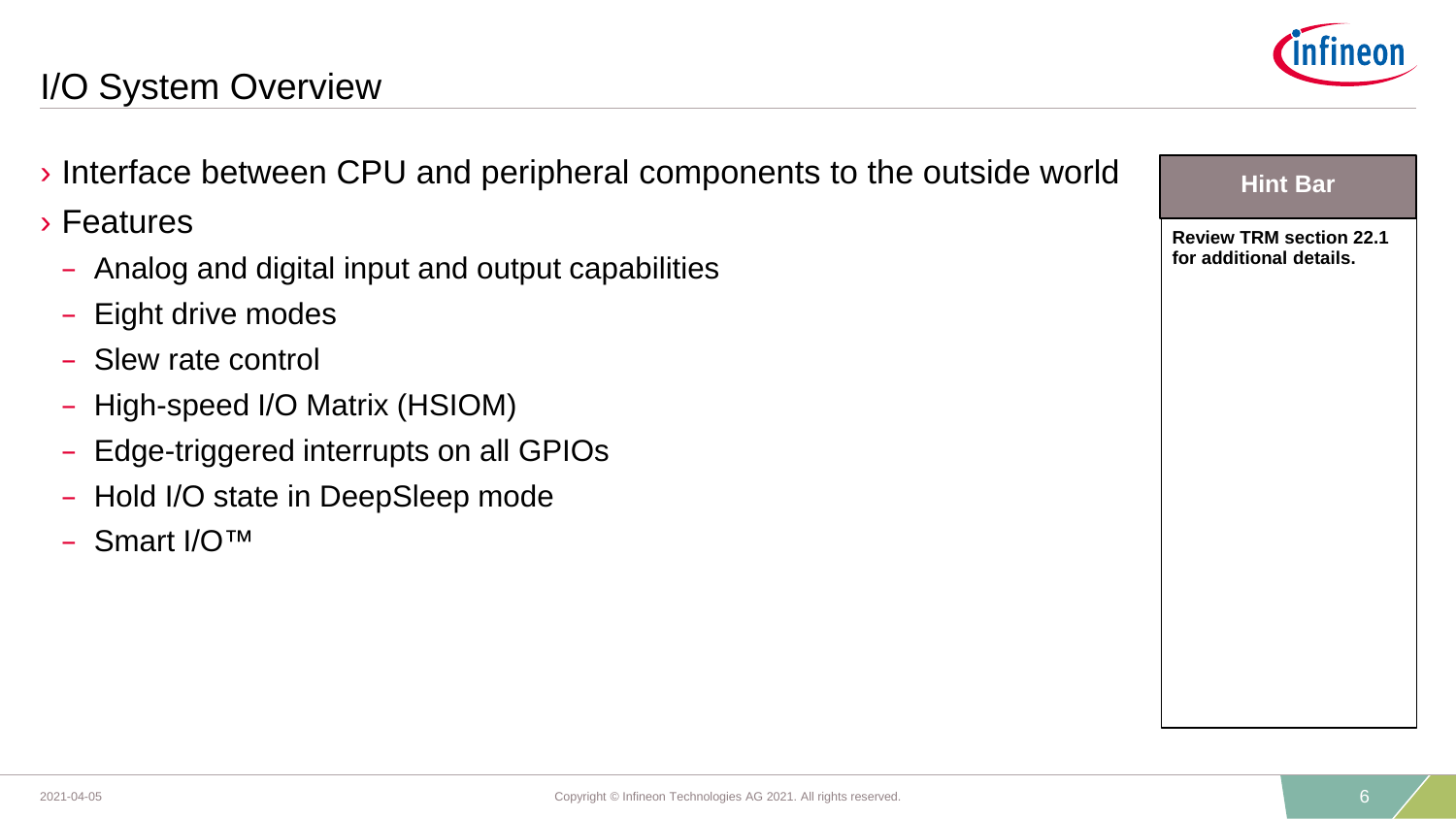# I/O System Overview

- Interface between CPU and peripheral components to the outside world
- Features
  - Analog and digital input and output capabilities
  - Eight drive modes
  - Slew rate control
  - High-speed I/O Matrix (HSIOM)
  - Edge-triggered interrupts on all GPIOs
  - Hold I/O state in DeepSleep mode
  - Smart I/O™

**Hint Bar**

**Review TRM section 22.1 for additional details.**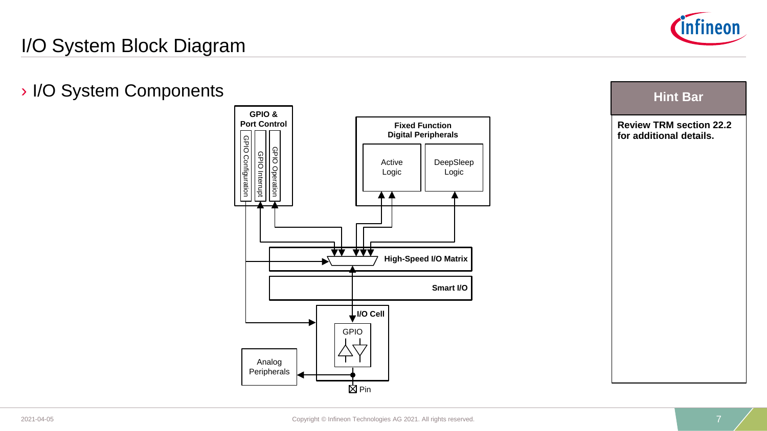# I/O System Block Diagram

› I/O System Components

GPIO & Port Control

GPIO Configuration

GPIO Interrupt

GPIO Operation

Fixed Function Digital Peripherals

Active Logic

DeepSleep Logic

High-Speed I/O Matrix

Smart I/O

I/O Cell

GPIO

Analog Peripherals

Pin

**Hint Bar**

**Review TRM section 22.2 for additional details.**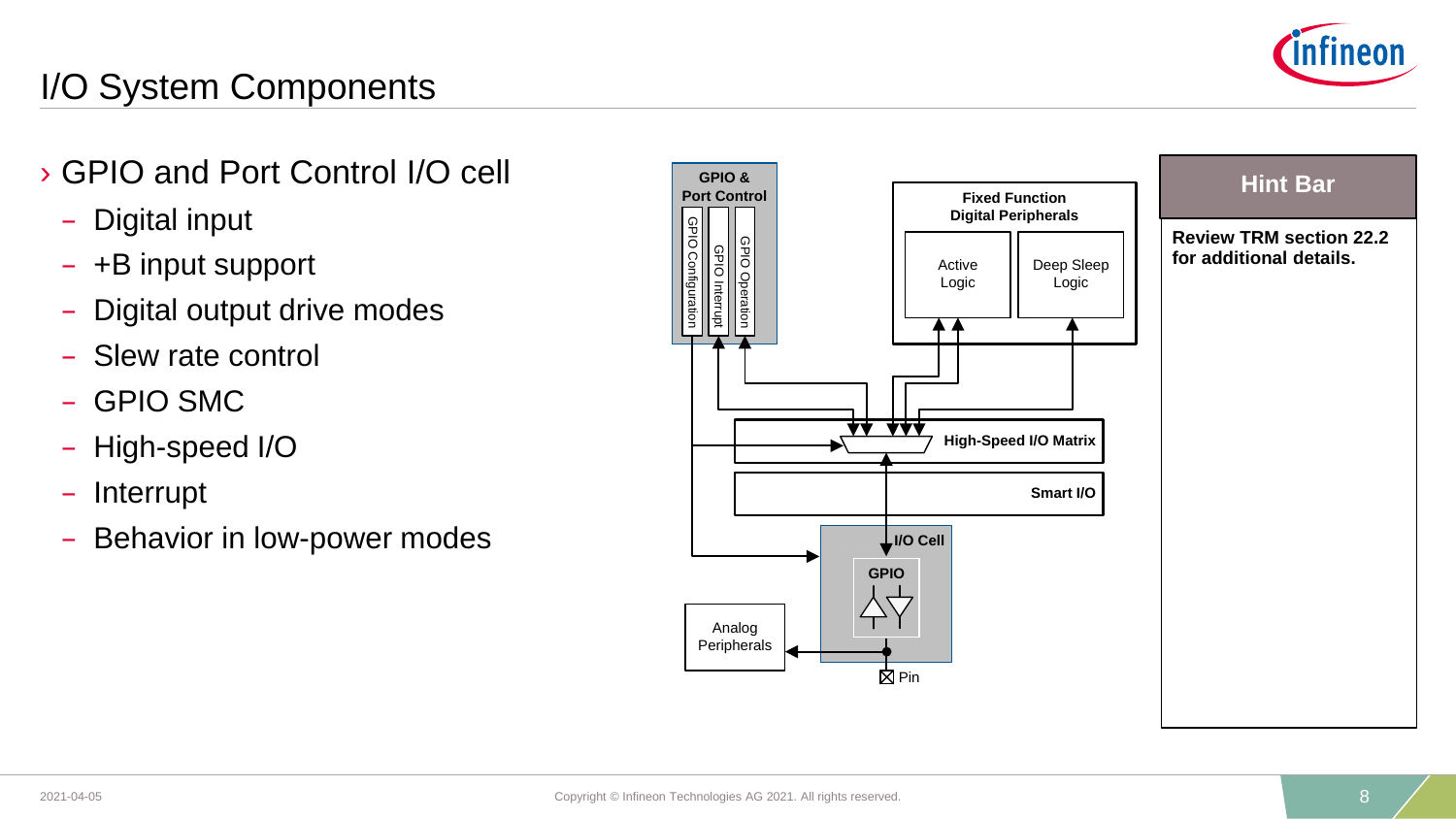# I/O System Components

- GPIO and Port Control I/O cell
  - Digital input
  - +B input support
  - Digital output drive modes
  - Slew rate control
  - GPIO SMC
  - High-speed I/O
  - Interrupt
  - Behavior in low-power modes

GPIO & Port Control

GPIO Configuration

GPIO Interrupt

GPIO Operation

Fixed Function Digital Peripherals

Active Logic

Deep Sleep Logic

High-Speed I/O Matrix

Smart I/O

I/O Cell

GPIO

Analog Peripherals

Pin

**Hint Bar**

**Review TRM section 22.2 for additional details.**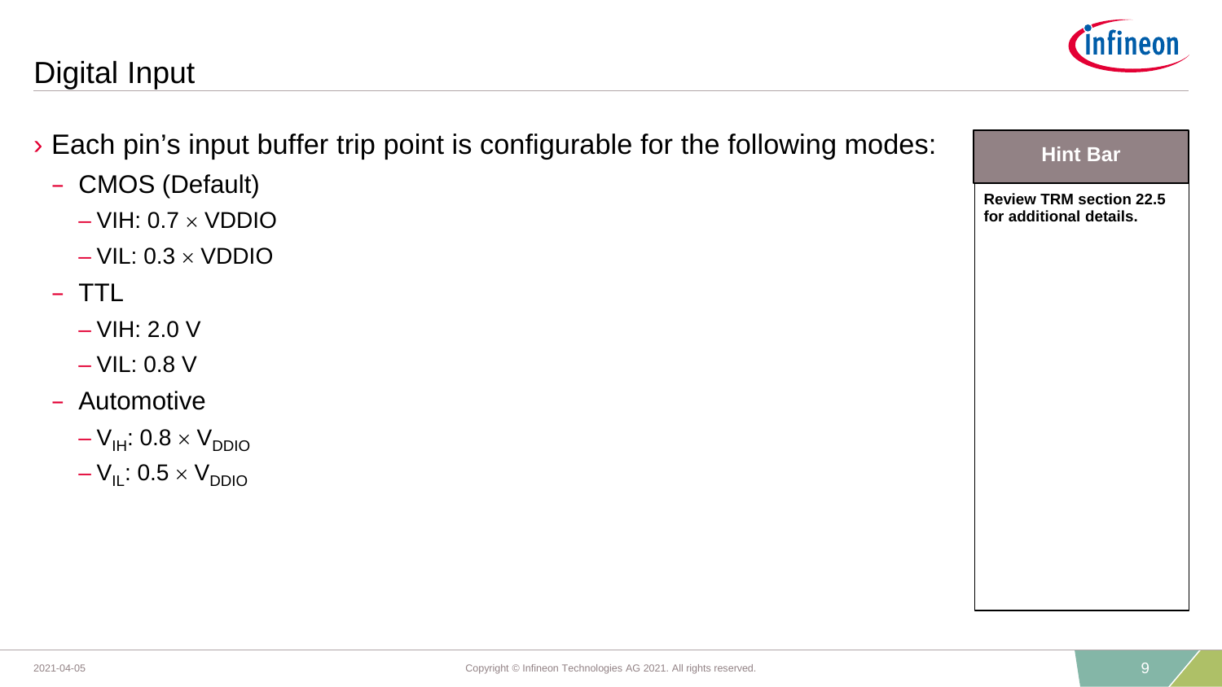# Digital Input

- Each pin's input buffer trip point is configurable for the following modes:
  - CMOS (Default)
    - VIH: 0.7 × VDDIO
    - VIL: 0.3 × VDDIO
  - TTL
    - VIH: 2.0 V
    - VIL: 0.8 V
  - Automotive
    - $V_{IH}$: 0.8 × $V_{DDIO}$
    - $V_{IL}$: 0.5 × $V_{DDIO}$

**Hint Bar**

**Review TRM section 22.5 for additional details.**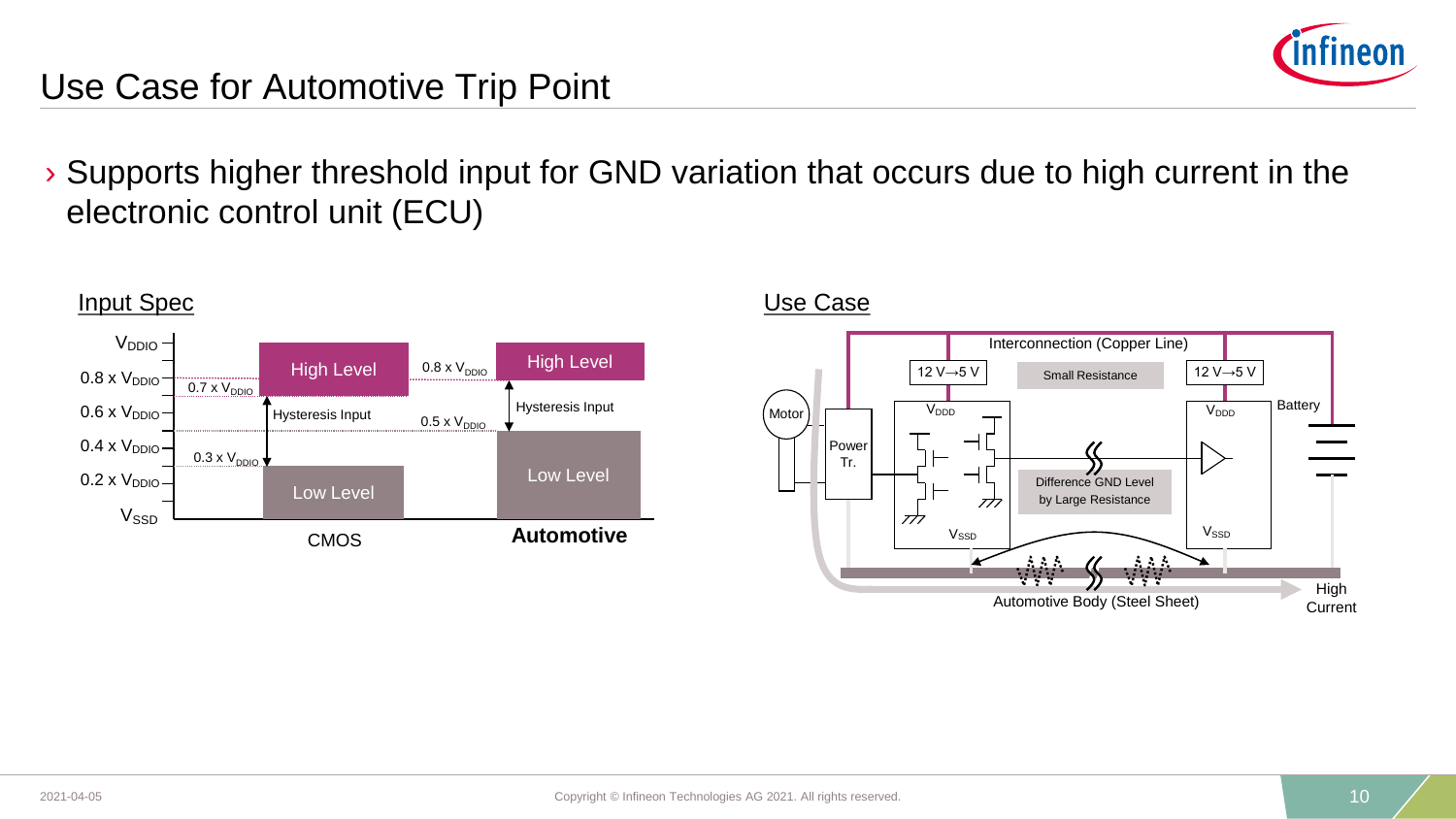# Use Case for Automotive Trip Point

- Supports higher threshold input for GND variation that occurs due to high current in the electronic control unit (ECU)

## Input Spec

$V_{DDIO}$

0.8 x $V_{DDIO}$

0.6 x $V_{DDIO}$

0.4 x $V_{DDIO}$

0.2 x $V_{DDIO}$

$V_{SSD}$

**CMOS**: High Level; 0.7 x $V_{DDIO}$; Hysteresis Input; 0.3 x $V_{DDIO}$; Low Level

**Automotive**: High Level; 0.8 x $V_{DDIO}$; Hysteresis Input; 0.5 x $V_{DDIO}$; Low Level

## Use Case

Interconnection (Copper Line)

12 V→5 V

Small Resistance

12 V→5 V

Motor

Power Tr.

$V_{DDD}$

$V_{DDD}$

Battery

Difference GND Level by Large Resistance

$V_{SSD}$

$V_{SSD}$

Automotive Body (Steel Sheet)

High Current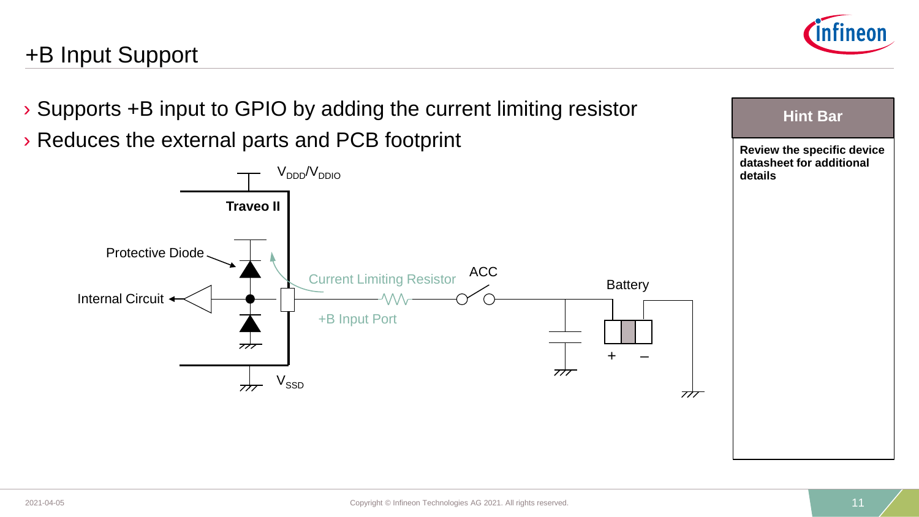# +B Input Support

› Supports +B input to GPIO by adding the current limiting resistor

› Reduces the external parts and PCB footprint

$V_{DDD}/V_{DDIO}$

**Traveo II**

Protective Diode

Internal Circuit

Current Limiting Resistor

ACC

Battery

+B Input Port

$V_{SSD}$

\+ –

**Hint Bar**

**Review the specific device datasheet for additional details**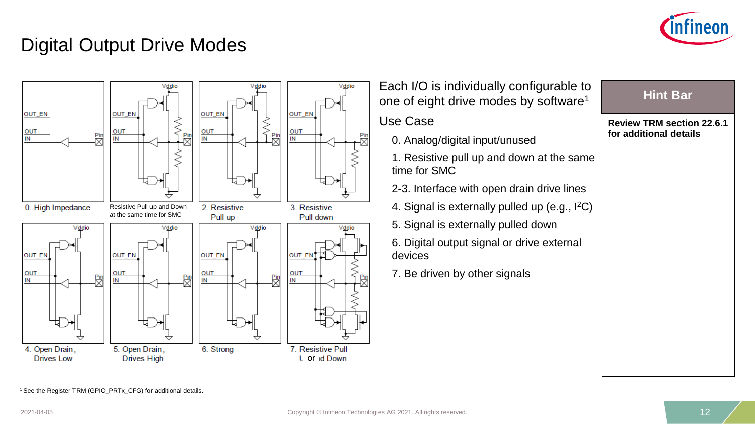# Digital Output Drive Modes

0. High Impedance

Resistive Pull up and Down at the same time for SMC

2. Resistive Pull up

3. Resistive Pull down

4. Open Drain, Drives Low

5. Open Drain, Drives High

6. Strong

7. Resistive Pull Up or Down

Each I/O is individually configurable to one of eight drive modes by software[1]

Use Case

0. Analog/digital input/unused
1. Resistive pull up and down at the same time for SMC
2-3. Interface with open drain drive lines
4. Signal is externally pulled up (e.g., $I^2C$)
5. Signal is externally pulled down
6. Digital output signal or drive external devices
7. Be driven by other signals

**Hint Bar**

**Review TRM section 22.6.1 for additional details**

[1] See the Register TRM (GPIO_PRTx_CFG) for additional details.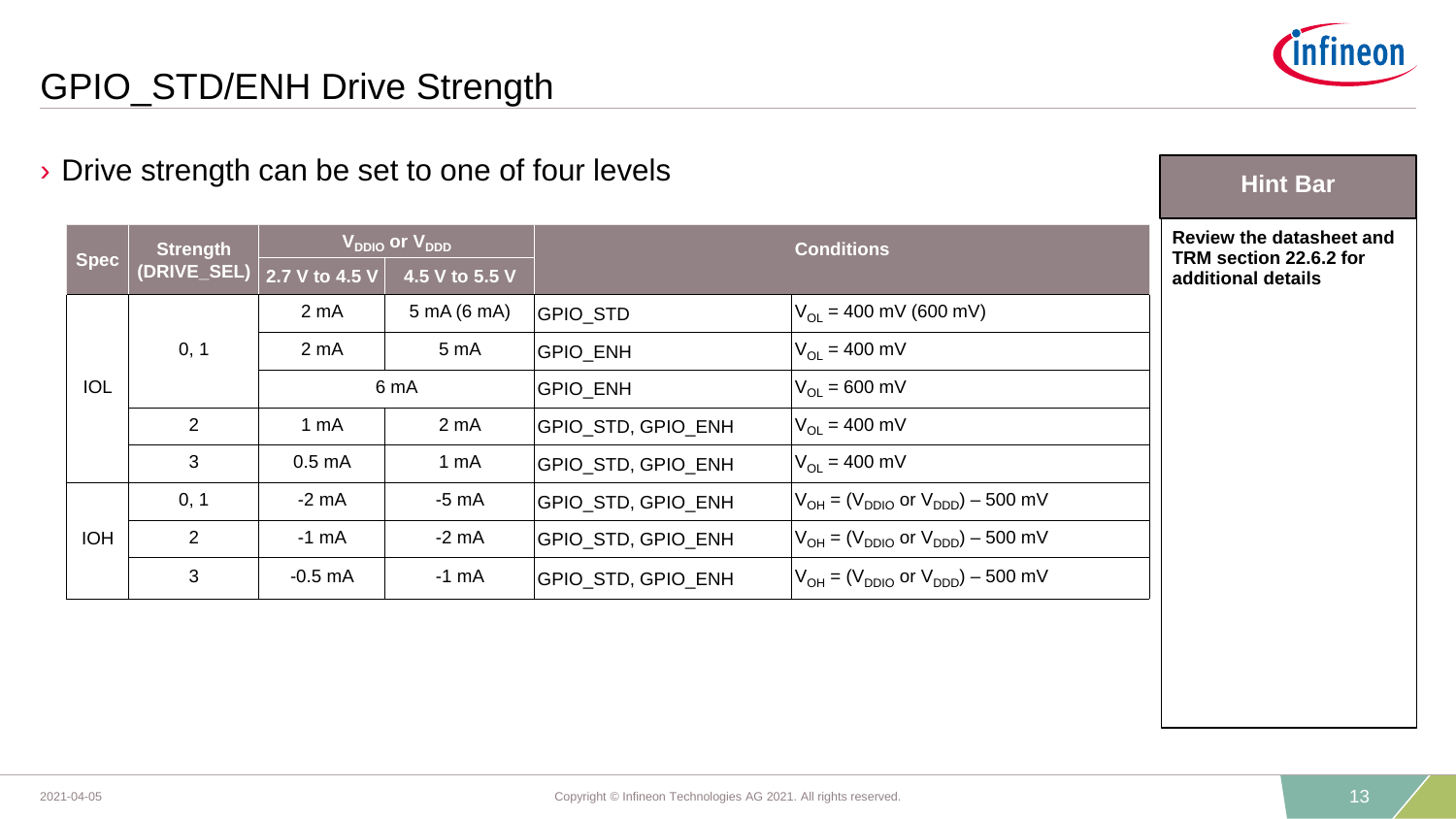# GPIO_STD/ENH Drive Strength

› Drive strength can be set to one of four levels

| Spec | Strength (DRIVE_SEL) | $V_{DDIO}$ or $V_{DDD}$ | | Conditions | |
|---|---|---|---|---|---|
| | | 2.7 V to 4.5 V | 4.5 V to 5.5 V | | |
| IOL | 0, 1 | 2 mA | 5 mA (6 mA) | GPIO_STD | $V_{OL}$ = 400 mV (600 mV) |
| | | 2 mA | 5 mA | GPIO_ENH | $V_{OL}$ = 400 mV |
| | | 6 mA | | GPIO_ENH | $V_{OL}$ = 600 mV |
| | 2 | 1 mA | 2 mA | GPIO_STD, GPIO_ENH | $V_{OL}$ = 400 mV |
| | 3 | 0.5 mA | 1 mA | GPIO_STD, GPIO_ENH | $V_{OL}$ = 400 mV |
| IOH | 0, 1 | -2 mA | -5 mA | GPIO_STD, GPIO_ENH | $V_{OH}$ = ($V_{DDIO}$ or $V_{DDD}$) – 500 mV |
| | 2 | -1 mA | -2 mA | GPIO_STD, GPIO_ENH | $V_{OH}$ = ($V_{DDIO}$ or $V_{DDD}$) – 500 mV |
| | 3 | -0.5 mA | -1 mA | GPIO_STD, GPIO_ENH | $V_{OH}$ = ($V_{DDIO}$ or $V_{DDD}$) – 500 mV |

**Hint Bar**

**Review the datasheet and TRM section 22.6.2 for additional details**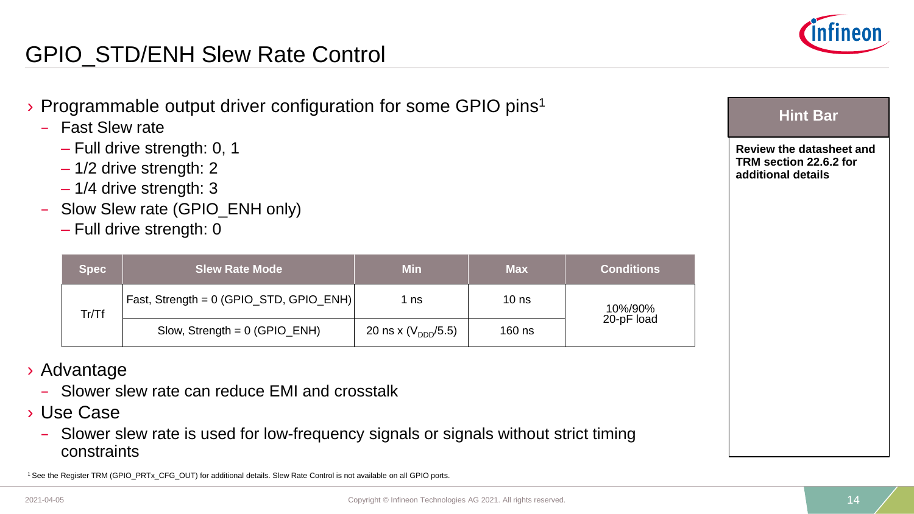# GPIO_STD/ENH Slew Rate Control

- Programmable output driver configuration for some GPIO pins[1]
  - Fast Slew rate
    - Full drive strength: 0, 1
    - 1/2 drive strength: 2
    - 1/4 drive strength: 3
  - Slow Slew rate (GPIO_ENH only)
    - Full drive strength: 0

| Spec | Slew Rate Mode | Min | Max | Conditions |
|---|---|---|---|---|
| Tr/Tf | Fast, Strength = 0 (GPIO_STD, GPIO_ENH) | 1 ns | 10 ns | 10%/90% 20-pF load |
| | Slow, Strength = 0 (GPIO_ENH) | 20 ns x ($V_{DDD}$/5.5) | 160 ns | |

- Advantage
  - Slower slew rate can reduce EMI and crosstalk
- Use Case
  - Slower slew rate is used for low-frequency signals or signals without strict timing constraints

**Hint Bar**

**Review the datasheet and TRM section 22.6.2 for additional details**

[1] See the Register TRM (GPIO_PRTx_CFG_OUT) for additional details. Slew Rate Control is not available on all GPIO ports.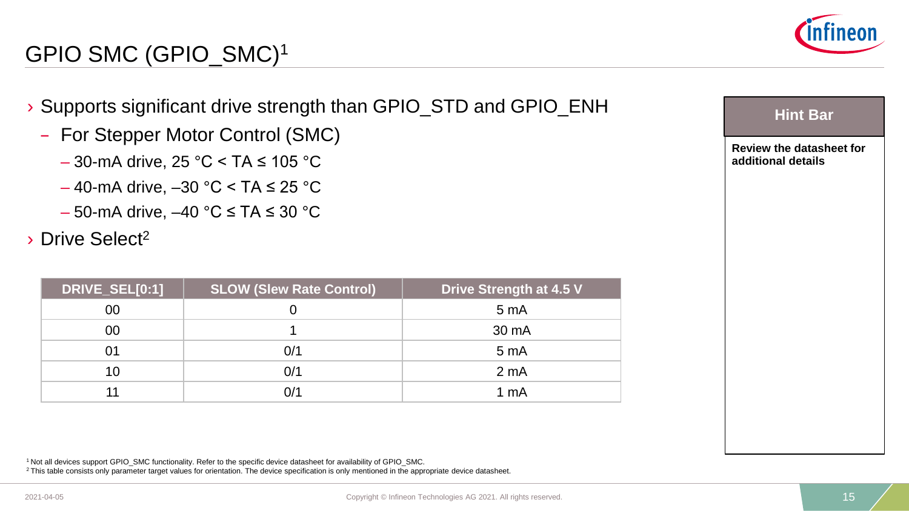# GPIO SMC (GPIO_SMC)[1]

- Supports significant drive strength than GPIO_STD and GPIO_ENH
  - For Stepper Motor Control (SMC)
    - 30-mA drive, 25 °C < TA ≤ 105 °C
    - 40-mA drive, –30 °C < TA ≤ 25 °C
    - 50-mA drive, –40 °C ≤ TA ≤ 30 °C
- Drive Select[2]

| DRIVE_SEL[0:1] | SLOW (Slew Rate Control) | Drive Strength at 4.5 V |
|---|---|---|
| 00 | 0 | 5 mA |
| 00 | 1 | 30 mA |
| 01 | 0/1 | 5 mA |
| 10 | 0/1 | 2 mA |
| 11 | 0/1 | 1 mA |

**Hint Bar**

**Review the datasheet for additional details**

[1] Not all devices support GPIO_SMC functionality. Refer to the specific device datasheet for availability of GPIO_SMC.
[2] This table consists only parameter target values for orientation. The device specification is only mentioned in the appropriate device datasheet.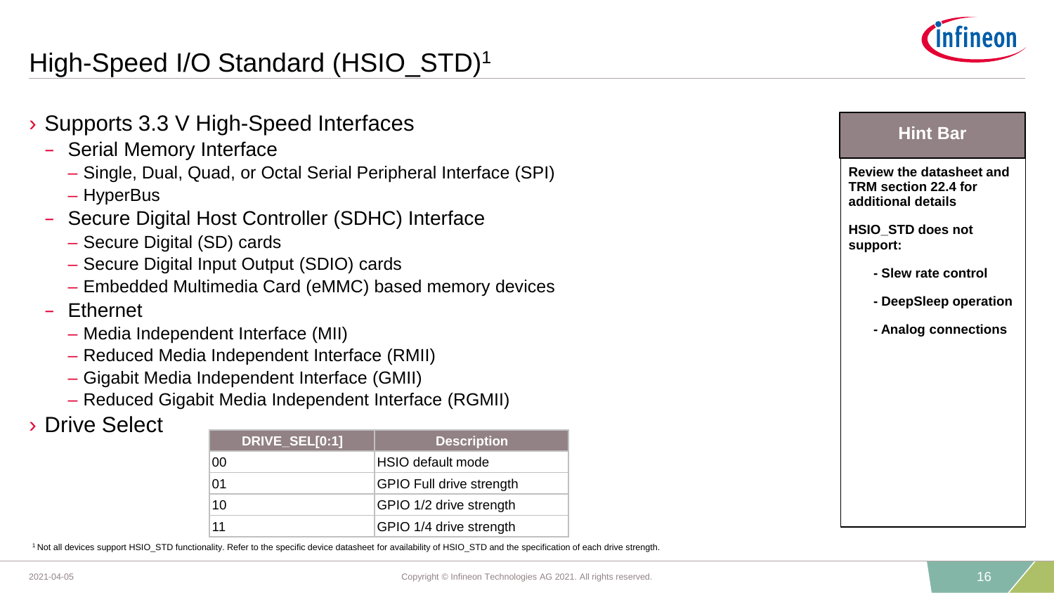# High-Speed I/O Standard (HSIO_STD)[1]

- Supports 3.3 V High-Speed Interfaces
  - Serial Memory Interface
    - Single, Dual, Quad, or Octal Serial Peripheral Interface (SPI)
    - HyperBus
  - Secure Digital Host Controller (SDHC) Interface
    - Secure Digital (SD) cards
    - Secure Digital Input Output (SDIO) cards
    - Embedded Multimedia Card (eMMC) based memory devices
  - Ethernet
    - Media Independent Interface (MII)
    - Reduced Media Independent Interface (RMII)
    - Gigabit Media Independent Interface (GMII)
    - Reduced Gigabit Media Independent Interface (RGMII)
- Drive Select

| DRIVE_SEL[0:1] | Description |
| --- | --- |
| 00 | HSIO default mode |
| 01 | GPIO Full drive strength |
| 10 | GPIO 1/2 drive strength |
| 11 | GPIO 1/4 drive strength |

**Hint Bar**

**Review the datasheet and TRM section 22.4 for additional details**

**HSIO_STD does not support:**

- **Slew rate control**
- **DeepSleep operation**
- **Analog connections**

[1] Not all devices support HSIO_STD functionality. Refer to the specific device datasheet for availability of HSIO_STD and the specification of each drive strength.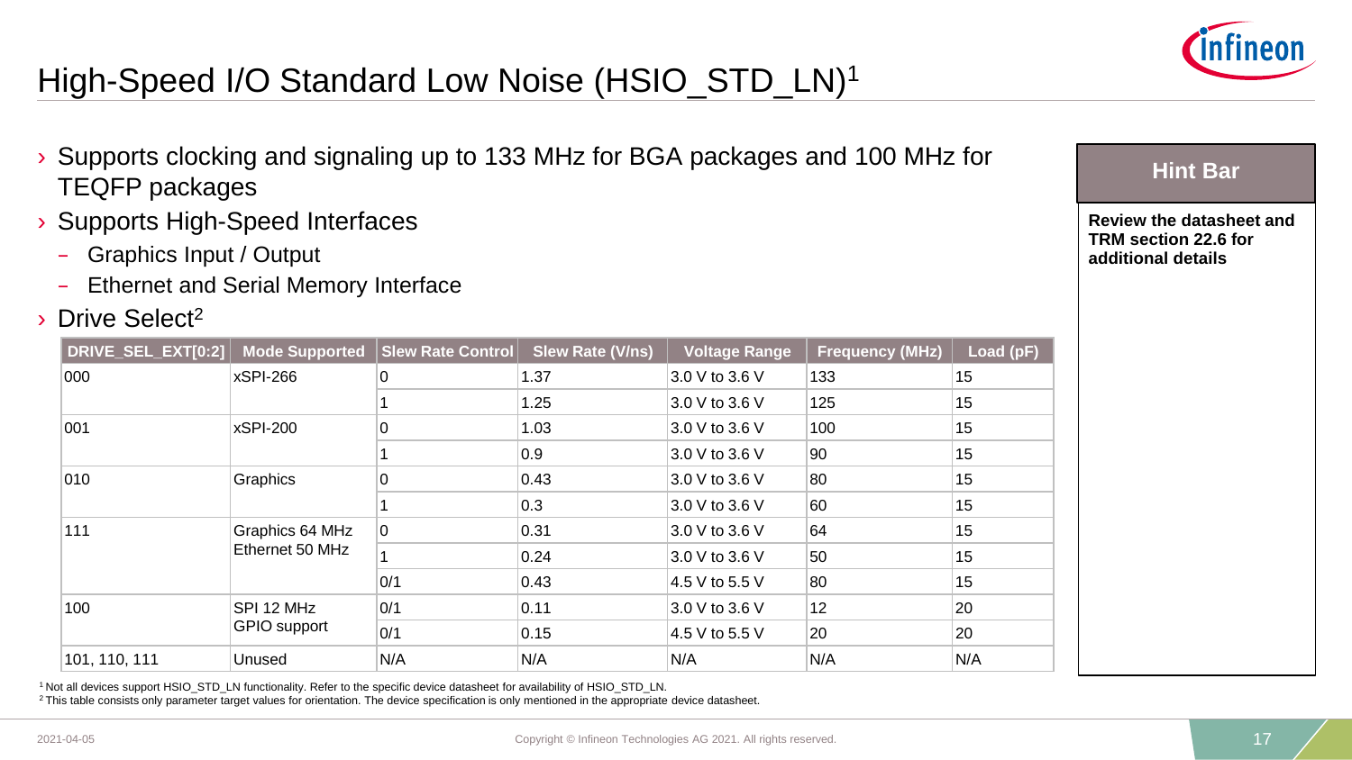# High-Speed I/O Standard Low Noise (HSIO_STD_LN)[1]

- Supports clocking and signaling up to 133 MHz for BGA packages and 100 MHz for TEQFP packages
- Supports High-Speed Interfaces
  - Graphics Input / Output
  - Ethernet and Serial Memory Interface
- Drive Select[2]

| DRIVE_SEL_EXT[0:2] | Mode Supported | Slew Rate Control | Slew Rate (V/ns) | Voltage Range | Frequency (MHz) | Load (pF) |
|---|---|---|---|---|---|---|
| 000 | xSPI-266 | 0 | 1.37 | 3.0 V to 3.6 V | 133 | 15 |
| | | 1 | 1.25 | 3.0 V to 3.6 V | 125 | 15 |
| 001 | xSPI-200 | 0 | 1.03 | 3.0 V to 3.6 V | 100 | 15 |
| | | 1 | 0.9 | 3.0 V to 3.6 V | 90 | 15 |
| 010 | Graphics | 0 | 0.43 | 3.0 V to 3.6 V | 80 | 15 |
| | | 1 | 0.3 | 3.0 V to 3.6 V | 60 | 15 |
| 111 | Graphics 64 MHz Ethernet 50 MHz | 0 | 0.31 | 3.0 V to 3.6 V | 64 | 15 |
| | | 1 | 0.24 | 3.0 V to 3.6 V | 50 | 15 |
| | | 0/1 | 0.43 | 4.5 V to 5.5 V | 80 | 15 |
| 100 | SPI 12 MHz GPIO support | 0/1 | 0.11 | 3.0 V to 3.6 V | 12 | 20 |
| | | 0/1 | 0.15 | 4.5 V to 5.5 V | 20 | 20 |
| 101, 110, 111 | Unused | N/A | N/A | N/A | N/A | N/A |

[1] Not all devices support HSIO_STD_LN functionality. Refer to the specific device datasheet for availability of HSIO_STD_LN.
[2] This table consists only parameter target values for orientation. The device specification is only mentioned in the appropriate device datasheet.

**Hint Bar**

**Review the datasheet and TRM section 22.6 for additional details**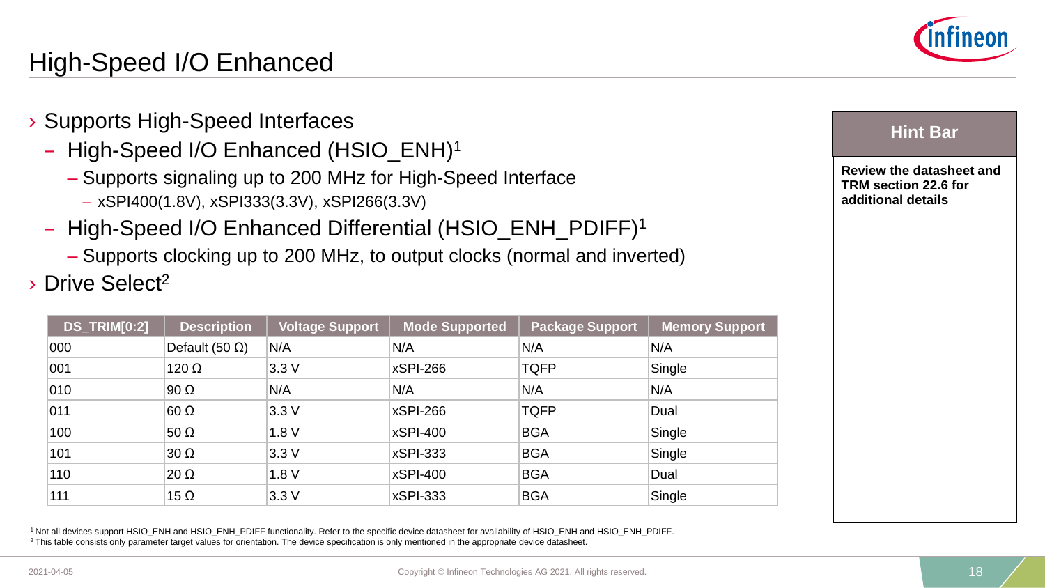# High-Speed I/O Enhanced

- Supports High-Speed Interfaces
  - High-Speed I/O Enhanced (HSIO_ENH)[1]
    - Supports signaling up to 200 MHz for High-Speed Interface
      - xSPI400(1.8V), xSPI333(3.3V), xSPI266(3.3V)
  - High-Speed I/O Enhanced Differential (HSIO_ENH_PDIFF)[1]
    - Supports clocking up to 200 MHz, to output clocks (normal and inverted)
- Drive Select[2]

| DS_TRIM[0:2] | Description | Voltage Support | Mode Supported | Package Support | Memory Support |
|---|---|---|---|---|---|
| 000 | Default (50 Ω) | N/A | N/A | N/A | N/A |
| 001 | 120 Ω | 3.3 V | xSPI-266 | TQFP | Single |
| 010 | 90 Ω | N/A | N/A | N/A | N/A |
| 011 | 60 Ω | 3.3 V | xSPI-266 | TQFP | Dual |
| 100 | 50 Ω | 1.8 V | xSPI-400 | BGA | Single |
| 101 | 30 Ω | 3.3 V | xSPI-333 | BGA | Single |
| 110 | 20 Ω | 1.8 V | xSPI-400 | BGA | Dual |
| 111 | 15 Ω | 3.3 V | xSPI-333 | BGA | Single |

**Hint Bar**

**Review the datasheet and TRM section 22.6 for additional details**

[1] Not all devices support HSIO_ENH and HSIO_ENH_PDIFF functionality. Refer to the specific device datasheet for availability of HSIO_ENH and HSIO_ENH_PDIFF.
[2] This table consists only parameter target values for orientation. The device specification is only mentioned in the appropriate device datasheet.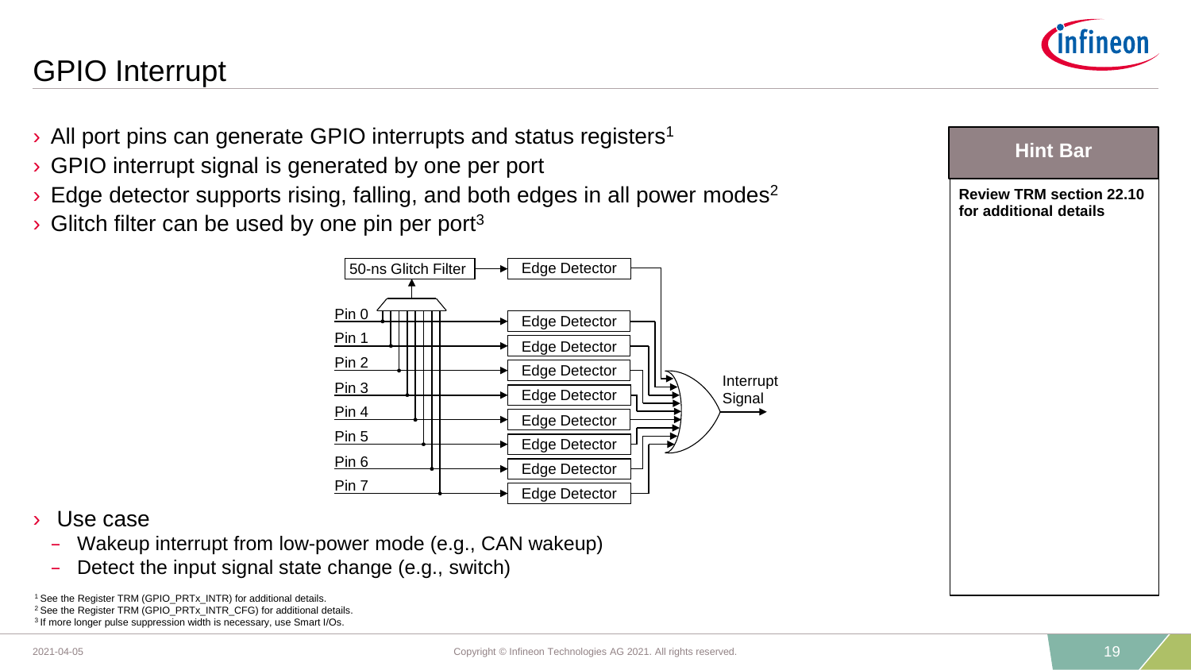# GPIO Interrupt

- All port pins can generate GPIO interrupts and status registers[1]
- GPIO interrupt signal is generated by one per port
- Edge detector supports rising, falling, and both edges in all power modes[2]
- Glitch filter can be used by one pin per port[3]

50-ns Glitch Filter → Edge Detector

Pin 0 → Edge Detector
Pin 1 → Edge Detector
Pin 2 → Edge Detector
Pin 3 → Edge Detector
Pin 4 → Edge Detector
Pin 5 → Edge Detector
Pin 6 → Edge Detector
Pin 7 → Edge Detector

Interrupt Signal

- Use case
  - Wakeup interrupt from low-power mode (e.g., CAN wakeup)
  - Detect the input signal state change (e.g., switch)

[1] See the Register TRM (GPIO_PRTx_INTR) for additional details.
[2] See the Register TRM (GPIO_PRTx_INTR_CFG) for additional details.
[3] If more longer pulse suppression width is necessary, use Smart I/Os.

**Hint Bar**

**Review TRM section 22.10 for additional details**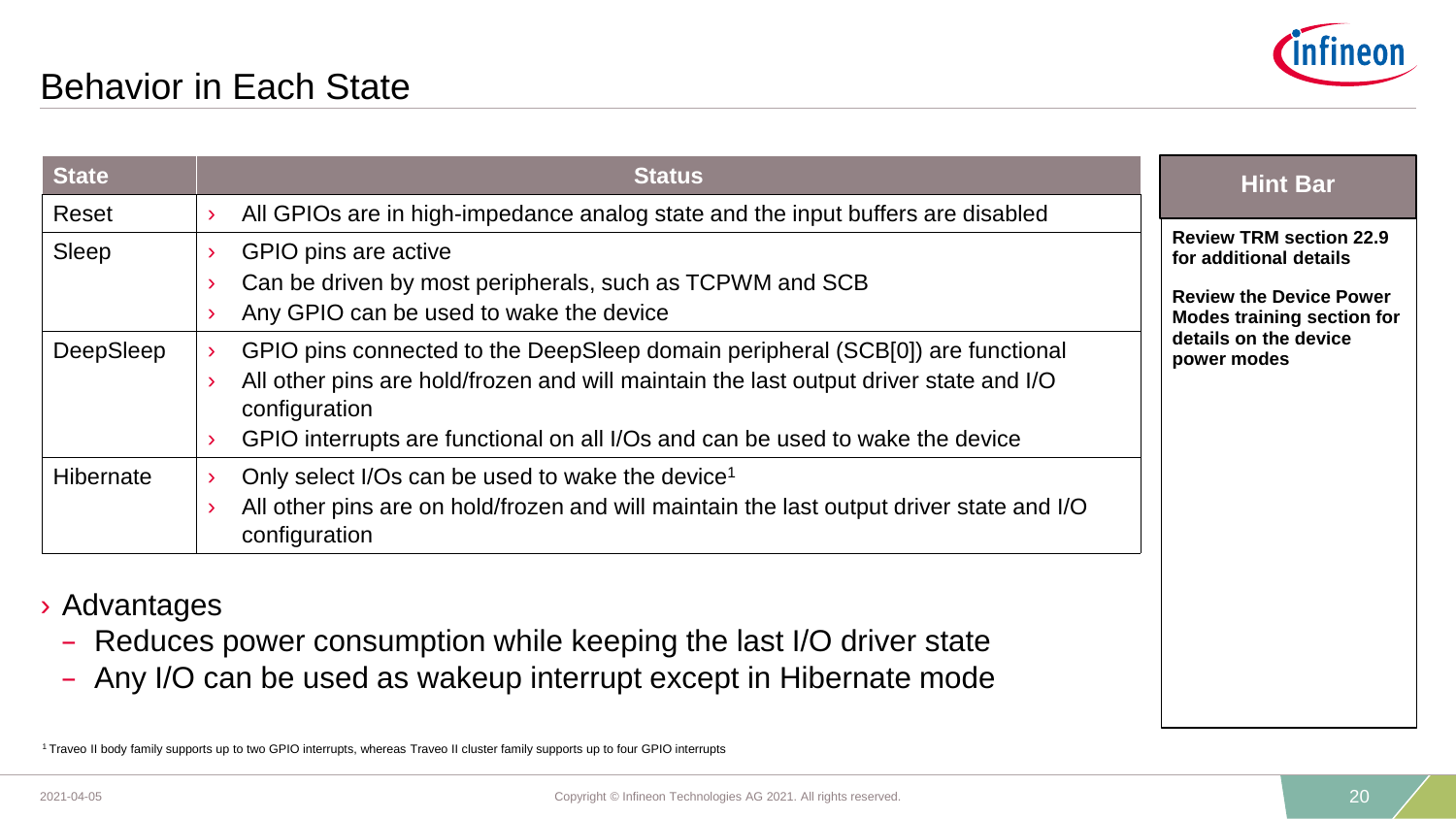# Behavior in Each State

| State | Status |
|---|---|
| Reset | › All GPIOs are in high-impedance analog state and the input buffers are disabled |
| Sleep | › GPIO pins are active<br>› Can be driven by most peripherals, such as TCPWM and SCB<br>› Any GPIO can be used to wake the device |
| DeepSleep | › GPIO pins connected to the DeepSleep domain peripheral (SCB[0]) are functional<br>› All other pins are hold/frozen and will maintain the last output driver state and I/O configuration<br>› GPIO interrupts are functional on all I/Os and can be used to wake the device |
| Hibernate | › Only select I/Os can be used to wake the device[1]<br>› All other pins are on hold/frozen and will maintain the last output driver state and I/O configuration |

**Hint Bar**

**Review TRM section 22.9 for additional details**

**Review the Device Power Modes training section for details on the device power modes**

- Advantages
  - Reduces power consumption while keeping the last I/O driver state
  - Any I/O can be used as wakeup interrupt except in Hibernate mode

[1] Traveo II body family supports up to two GPIO interrupts, whereas Traveo II cluster family supports up to four GPIO interrupts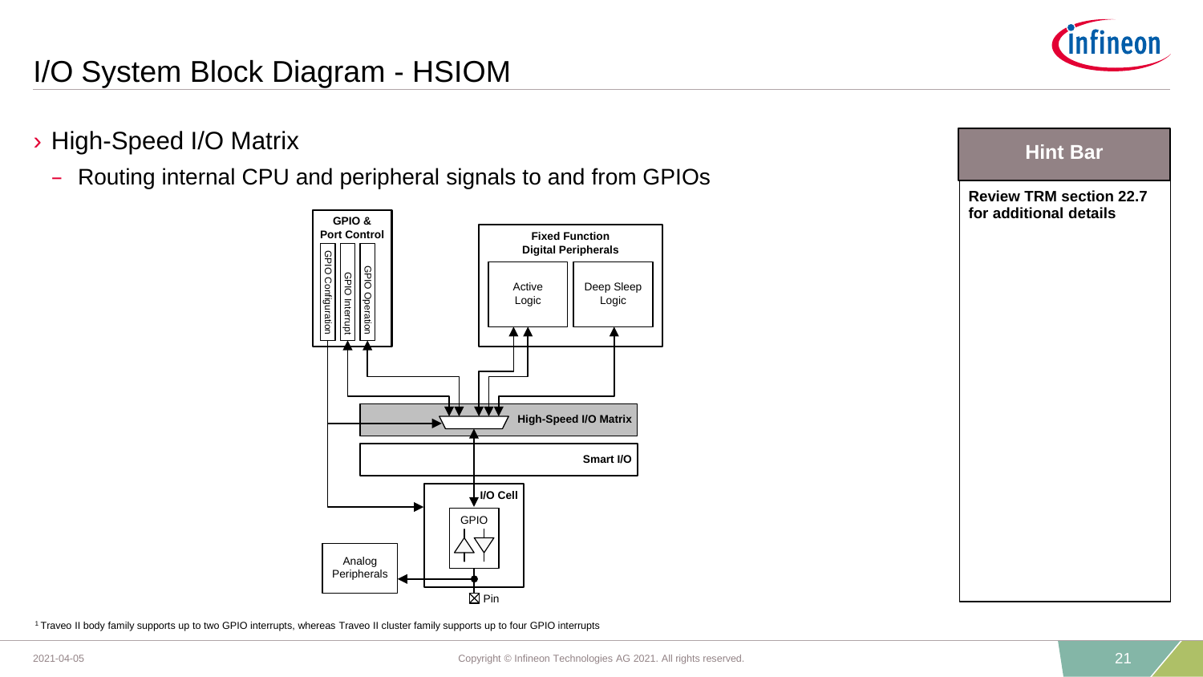# I/O System Block Diagram - HSIOM

- High-Speed I/O Matrix
  - Routing internal CPU and peripheral signals to and from GPIOs

GPIO & Port Control

GPIO Configuration

GPIO Interrupt

GPIO Operation

Fixed Function Digital Peripherals

Active Logic

Deep Sleep Logic

High-Speed I/O Matrix

Smart I/O

I/O Cell

GPIO

Analog Peripherals

Pin

**Hint Bar**

**Review TRM section 22.7 for additional details**

[1] Traveo II body family supports up to two GPIO interrupts, whereas Traveo II cluster family supports up to four GPIO interrupts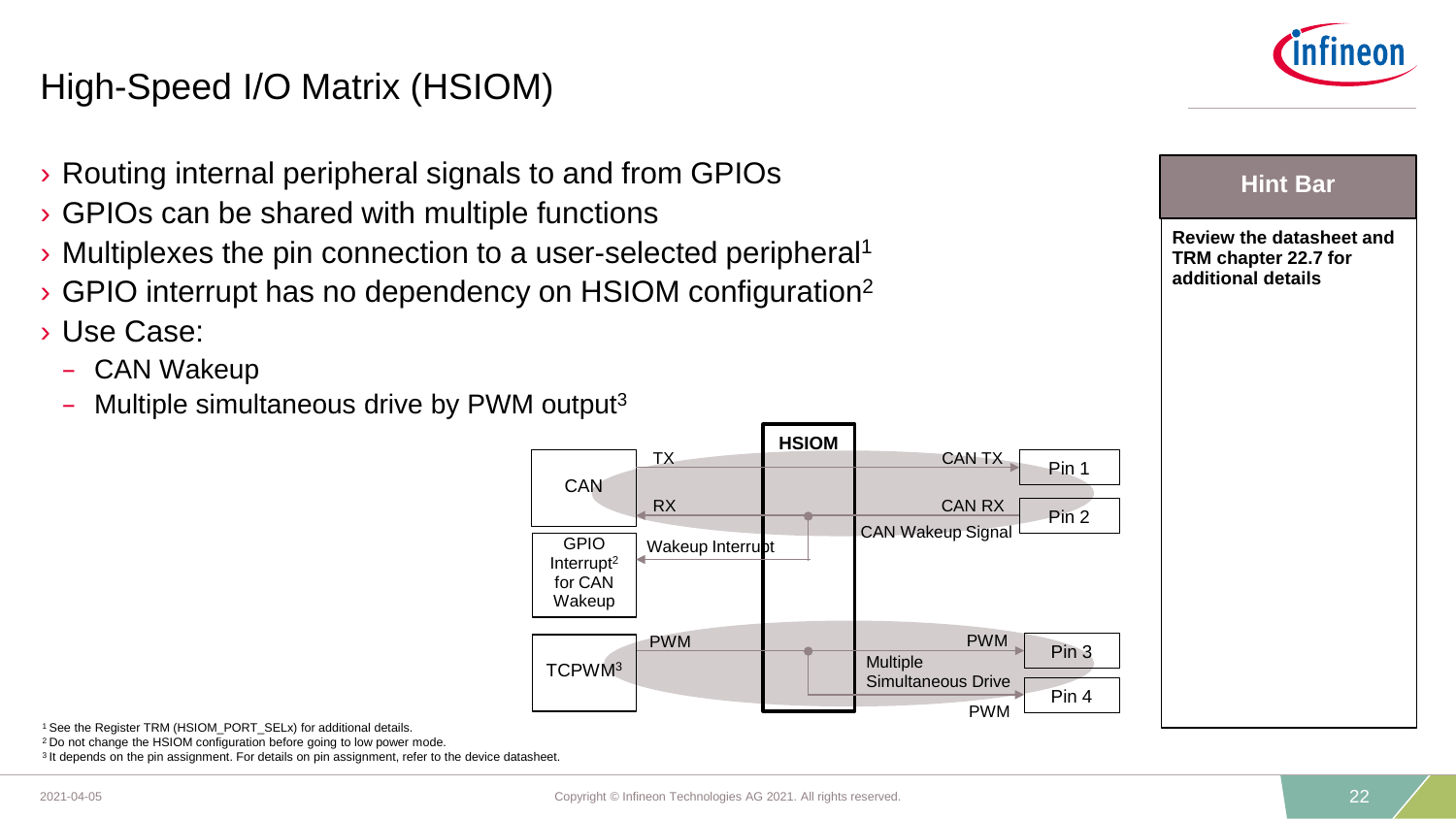# High-Speed I/O Matrix (HSIOM)

- Routing internal peripheral signals to and from GPIOs
- GPIOs can be shared with multiple functions
- Multiplexes the pin connection to a user-selected peripheral[1]
- GPIO interrupt has no dependency on HSIOM configuration[2]
- Use Case:
  - CAN Wakeup
  - Multiple simultaneous drive by PWM output[3]

HSIOM

CAN — TX → CAN TX → Pin 1

CAN ← RX ← CAN RX ← Pin 2

CAN Wakeup Signal

GPIO Interrupt[2] for CAN Wakeup ← Wakeup Interrupt

TCPWM[3] — PWM → PWM → Pin 3

Multiple Simultaneous Drive

PWM → Pin 4

**Hint Bar**

**Review the datasheet and TRM chapter 22.7 for additional details**

[1] See the Register TRM (HSIOM_PORT_SELx) for additional details.
[2] Do not change the HSIOM configuration before going to low power mode.
[3] It depends on the pin assignment. For details on pin assignment, refer to the device datasheet.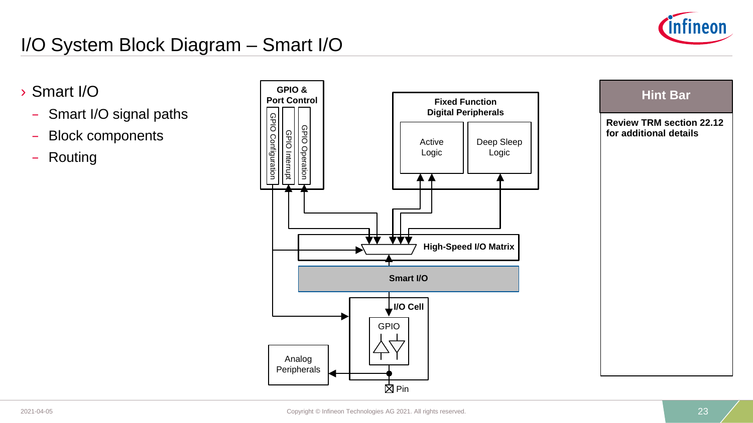# I/O System Block Diagram – Smart I/O

- Smart I/O
  - Smart I/O signal paths
  - Block components
  - Routing

GPIO & Port Control

GPIO Configuration | GPIO Interrupt | GPIO Operation

Fixed Function Digital Peripherals

Active Logic | Deep Sleep Logic

High-Speed I/O Matrix

Smart I/O

I/O Cell

GPIO

Analog Peripherals

Pin

**Hint Bar**

**Review TRM section 22.12 for additional details**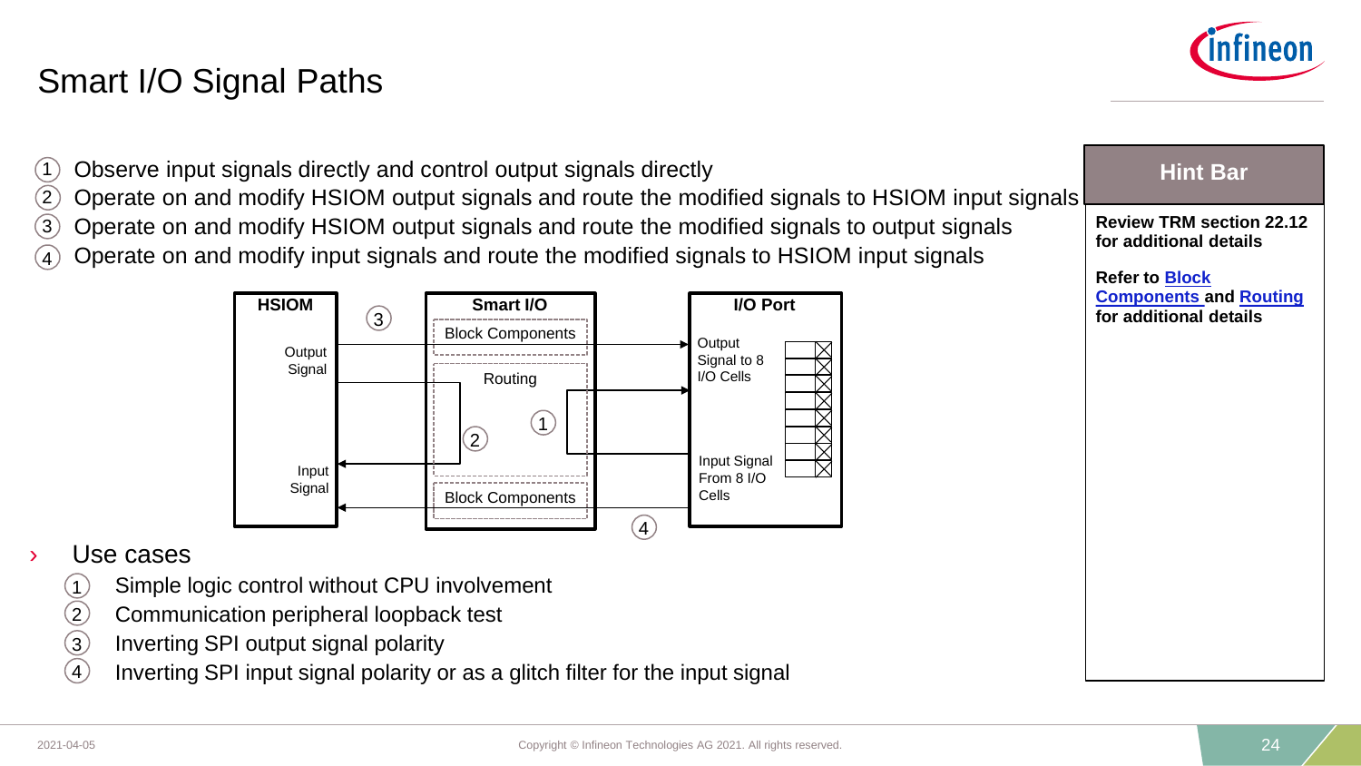# Smart I/O Signal Paths

1. Observe input signals directly and control output signals directly
2. Operate on and modify HSIOM output signals and route the modified signals to HSIOM input signals
3. Operate on and modify HSIOM output signals and route the modified signals to output signals
4. Operate on and modify input signals and route the modified signals to HSIOM input signals

HSIOM — Output Signal — Input Signal

Smart I/O — Block Components — Routing — Block Components

I/O Port — Output Signal to 8 I/O Cells — Input Signal From 8 I/O Cells

› Use cases

1. Simple logic control without CPU involvement
2. Communication peripheral loopback test
3. Inverting SPI output signal polarity
4. Inverting SPI input signal polarity or as a glitch filter for the input signal

**Hint Bar**

**Review TRM section 22.12 for additional details**

**Refer to Block Components and Routing for additional details**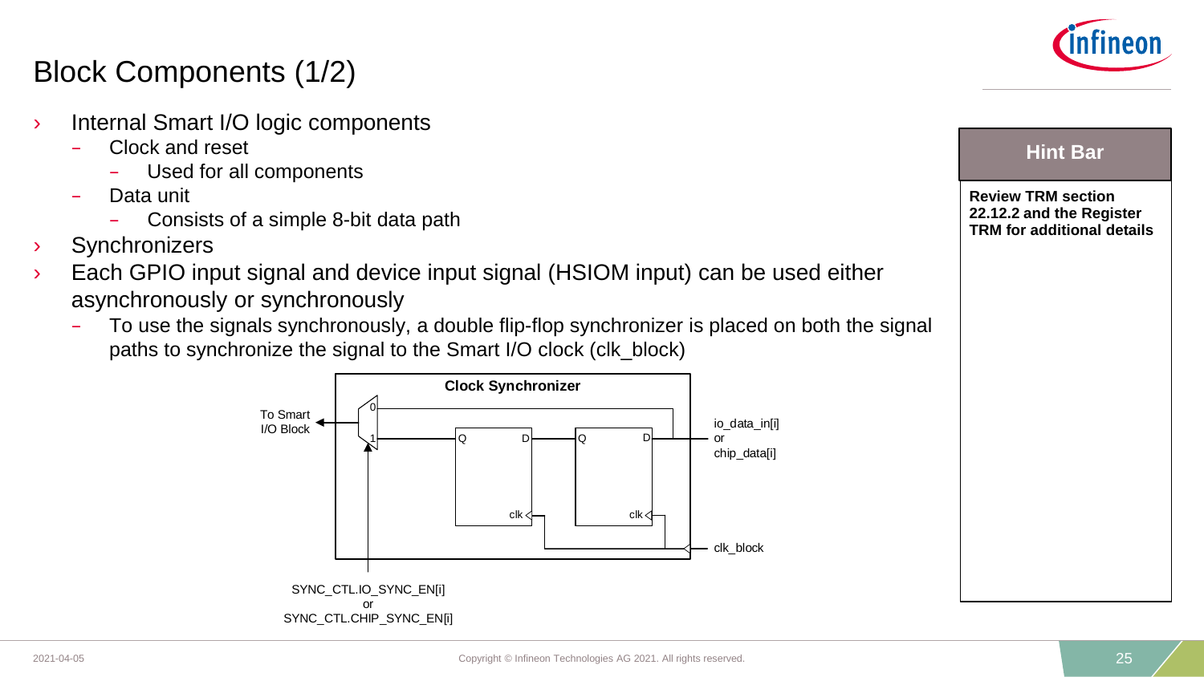# Block Components (1/2)

- Internal Smart I/O logic components
  - Clock and reset
    - Used for all components
  - Data unit
    - Consists of a simple 8-bit data path
- Synchronizers
- Each GPIO input signal and device input signal (HSIOM input) can be used either asynchronously or synchronously
  - To use the signals synchronously, a double flip-flop synchronizer is placed on both the signal paths to synchronize the signal to the Smart I/O clock (clk_block)

Clock Synchronizer

To Smart I/O Block

io_data_in[i] or chip_data[i]

clk_block

SYNC_CTL.IO_SYNC_EN[i] or SYNC_CTL.CHIP_SYNC_EN[i]

**Hint Bar**

**Review TRM section 22.12.2 and the Register TRM for additional details**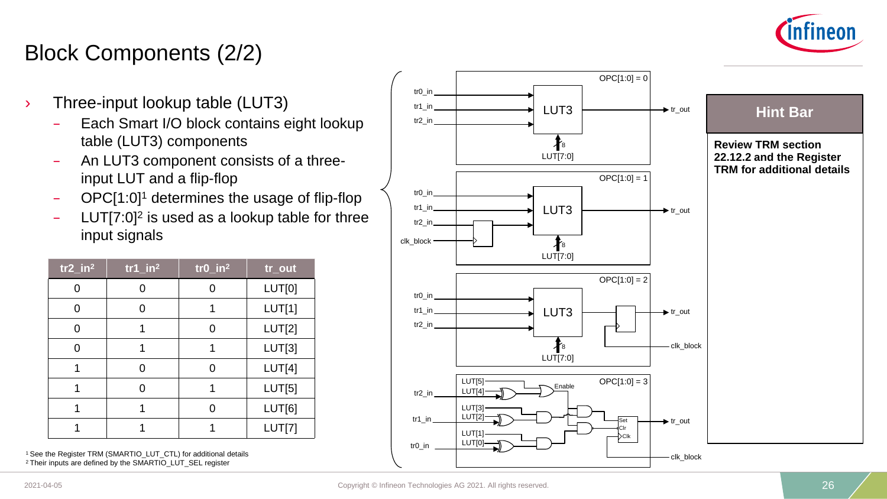# Block Components (2/2)

- Three-input lookup table (LUT3)
  - Each Smart I/O block contains eight lookup table (LUT3) components
  - An LUT3 component consists of a three-input LUT and a flip-flop
  - OPC[1:0][1] determines the usage of flip-flop
  - LUT[7:0][2] is used as a lookup table for three input signals

| tr2_in[2] | tr1_in[2] | tr0_in[2] | tr_out |
|---|---|---|---|
| 0 | 0 | 0 | LUT[0] |
| 0 | 0 | 1 | LUT[1] |
| 0 | 1 | 0 | LUT[2] |
| 0 | 1 | 1 | LUT[3] |
| 1 | 0 | 0 | LUT[4] |
| 1 | 0 | 1 | LUT[5] |
| 1 | 1 | 0 | LUT[6] |
| 1 | 1 | 1 | LUT[7] |

[1] See the Register TRM (SMARTIO_LUT_CTL) for additional details
[2] Their inputs are defined by the SMARTIO_LUT_SEL register

**Hint Bar**

**Review TRM section 22.12.2 and the Register TRM for additional details**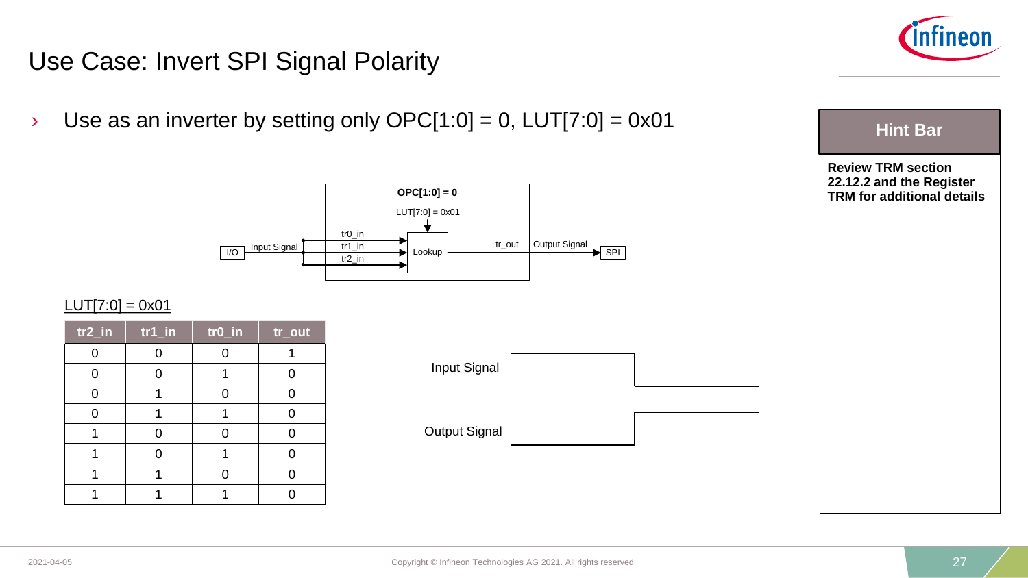# Use Case: Invert SPI Signal Polarity

- Use as an inverter by setting only OPC[1:0] = 0, LUT[7:0] = 0x01

I/O — Input Signal — tr0_in, tr1_in, tr2_in — Lookup (OPC[1:0] = 0, LUT[7:0] = 0x01) — tr_out — Output Signal — SPI

LUT[7:0] = 0x01

| tr2_in | tr1_in | tr0_in | tr_out |
|---|---|---|---|
| 0 | 0 | 0 | 1 |
| 0 | 0 | 1 | 0 |
| 0 | 1 | 0 | 0 |
| 0 | 1 | 1 | 0 |
| 1 | 0 | 0 | 0 |
| 1 | 0 | 1 | 0 |
| 1 | 1 | 0 | 0 |
| 1 | 1 | 1 | 0 |

Input Signal

Output Signal

**Hint Bar**

**Review TRM section 22.12.2 and the Register TRM for additional details**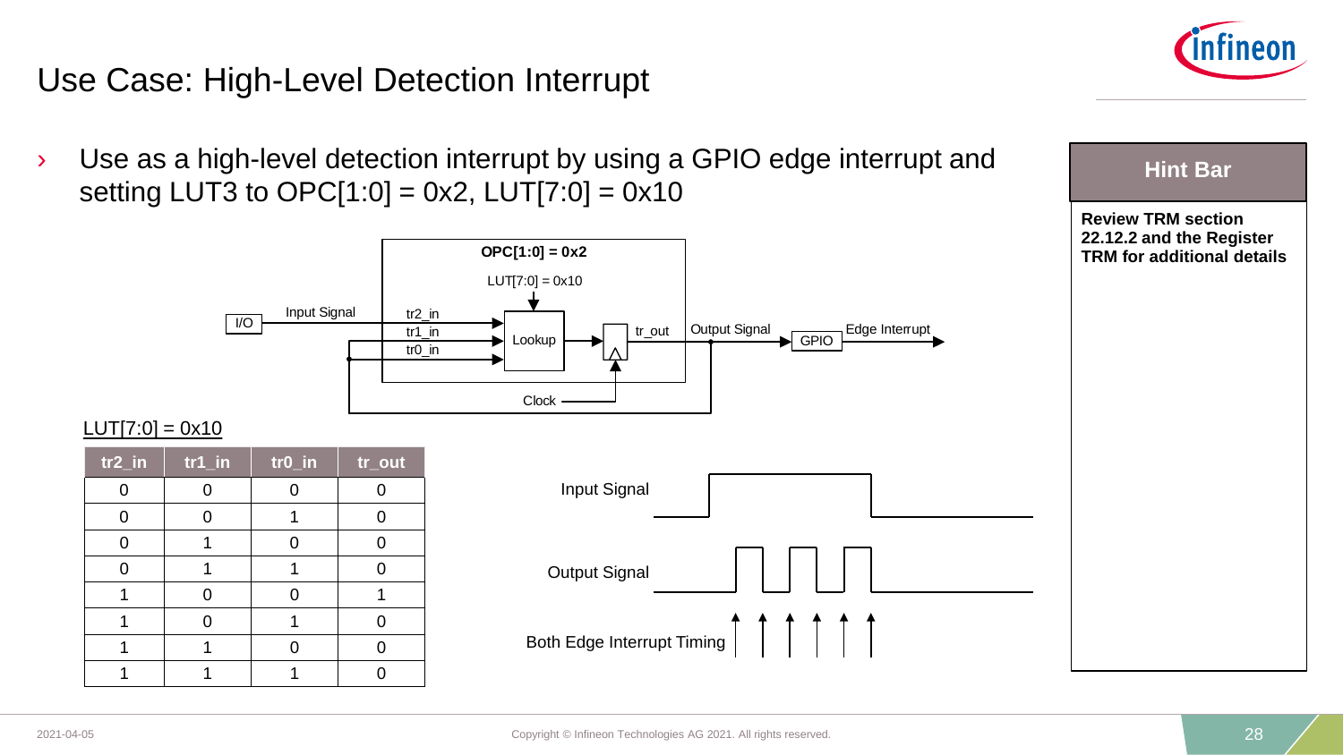# Use Case: High-Level Detection Interrupt

- Use as a high-level detection interrupt by using a GPIO edge interrupt and setting LUT3 to OPC[1:0] = 0x2, LUT[7:0] = 0x10

OPC[1:0] = 0x2

LUT[7:0] = 0x10

I/O — Input Signal — tr2_in, tr1_in, tr0_in — Lookup — tr_out — Output Signal — GPIO — Edge Interrupt

Clock

LUT[7:0] = 0x10

| tr2_in | tr1_in | tr0_in | tr_out |
|---|---|---|---|
| 0 | 0 | 0 | 0 |
| 0 | 0 | 1 | 0 |
| 0 | 1 | 0 | 0 |
| 0 | 1 | 1 | 0 |
| 1 | 0 | 0 | 1 |
| 1 | 0 | 1 | 0 |
| 1 | 1 | 0 | 0 |
| 1 | 1 | 1 | 0 |

Input Signal

Output Signal

Both Edge Interrupt Timing

**Hint Bar**

**Review TRM section 22.12.2 and the Register TRM for additional details**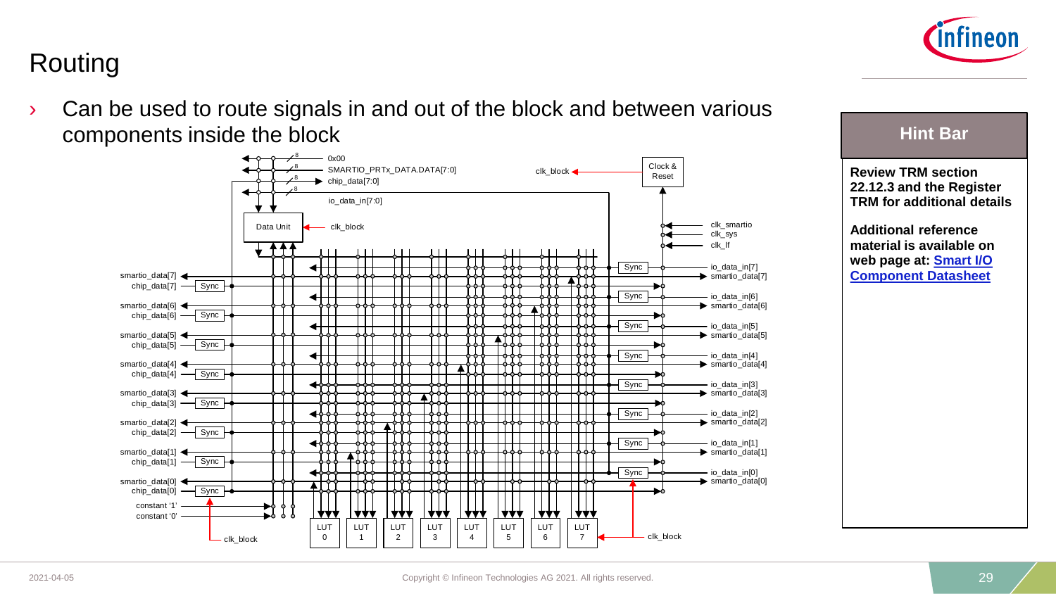# Routing

- Can be used to route signals in and out of the block and between various components inside the block

**Hint Bar**

**Review TRM section 22.12.3 and the Register TRM for additional details**

**Additional reference material is available on web page at: [Smart I/O Component Datasheet]**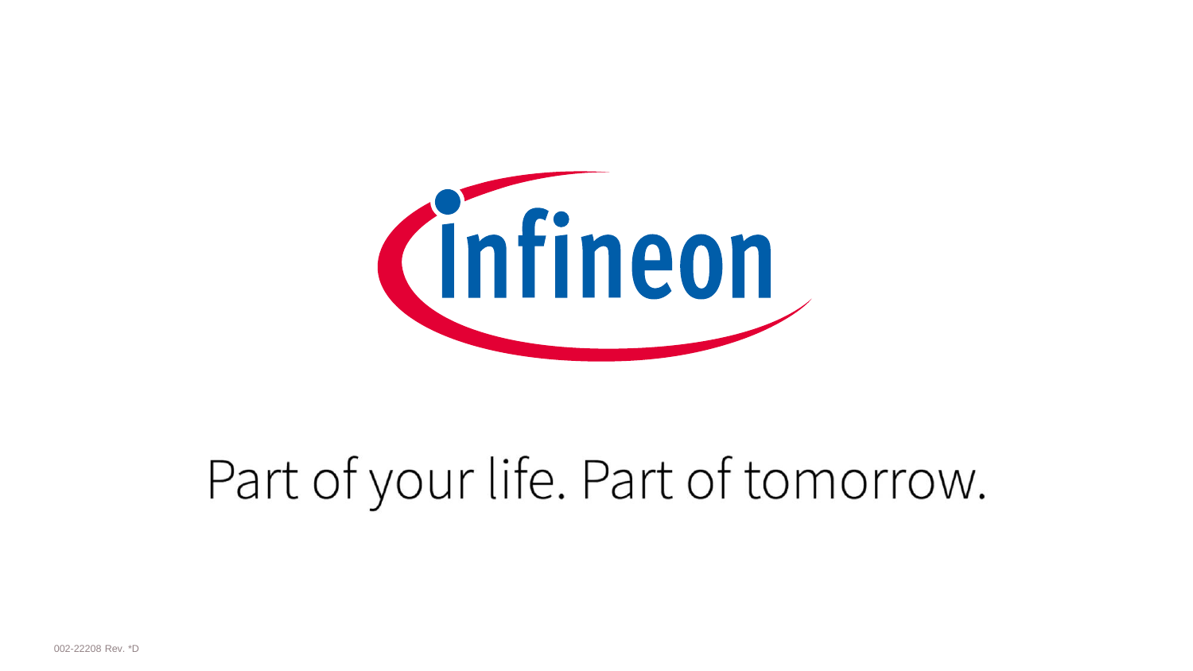Infineon

Part of your life. Part of tomorrow.

002-22208 Rev. *D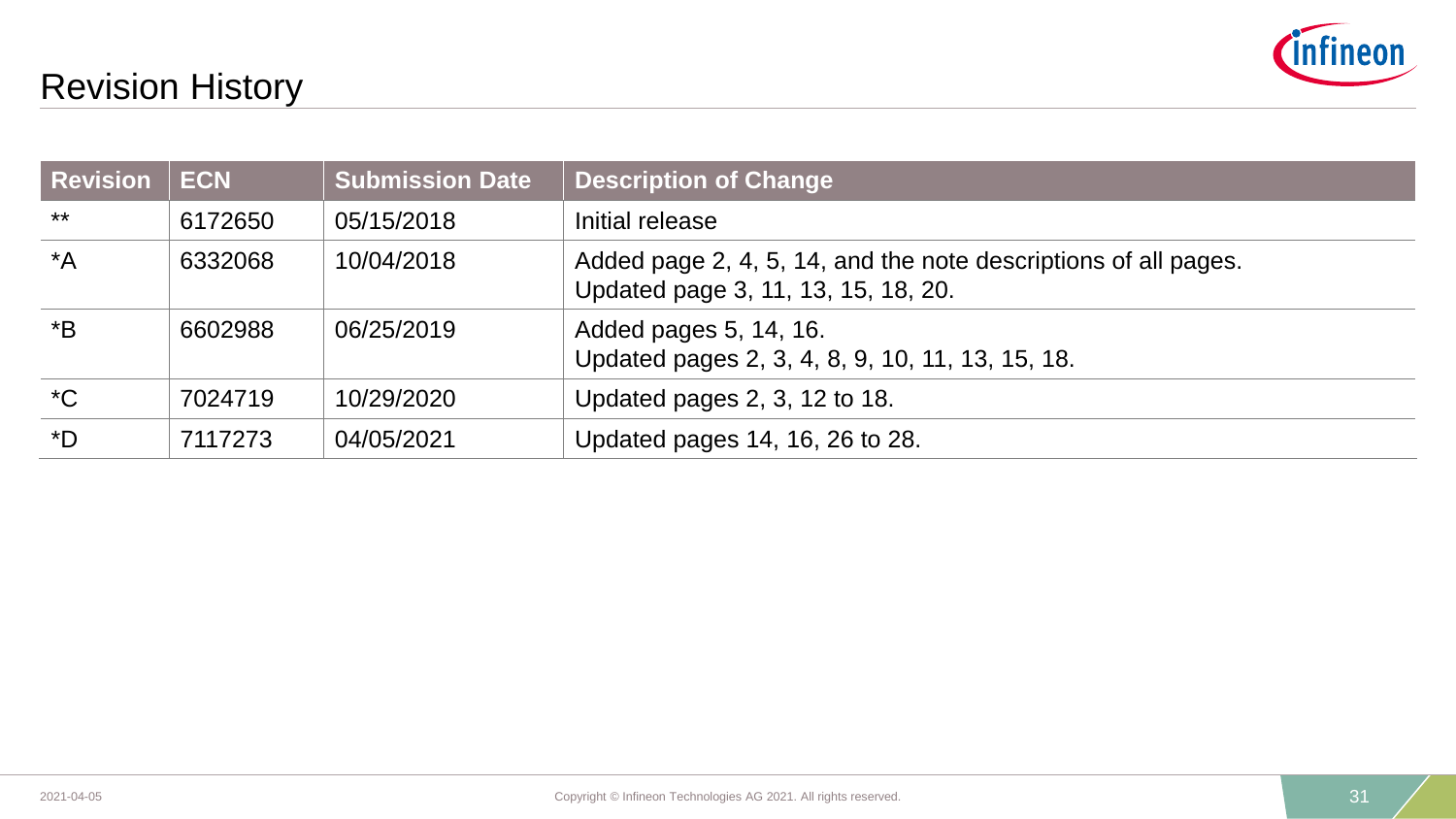# Revision History

| Revision | ECN | Submission Date | Description of Change |
|---|---|---|---|
| ** | 6172650 | 05/15/2018 | Initial release |
| *A | 6332068 | 10/04/2018 | Added page 2, 4, 5, 14, and the note descriptions of all pages.<br>Updated page 3, 11, 13, 15, 18, 20. |
| *B | 6602988 | 06/25/2019 | Added pages 5, 14, 16.<br>Updated pages 2, 3, 4, 8, 9, 10, 11, 13, 15, 18. |
| *C | 7024719 | 10/29/2020 | Updated pages 2, 3, 12 to 18. |
| *D | 7117273 | 04/05/2021 | Updated pages 14, 16, 26 to 28. |